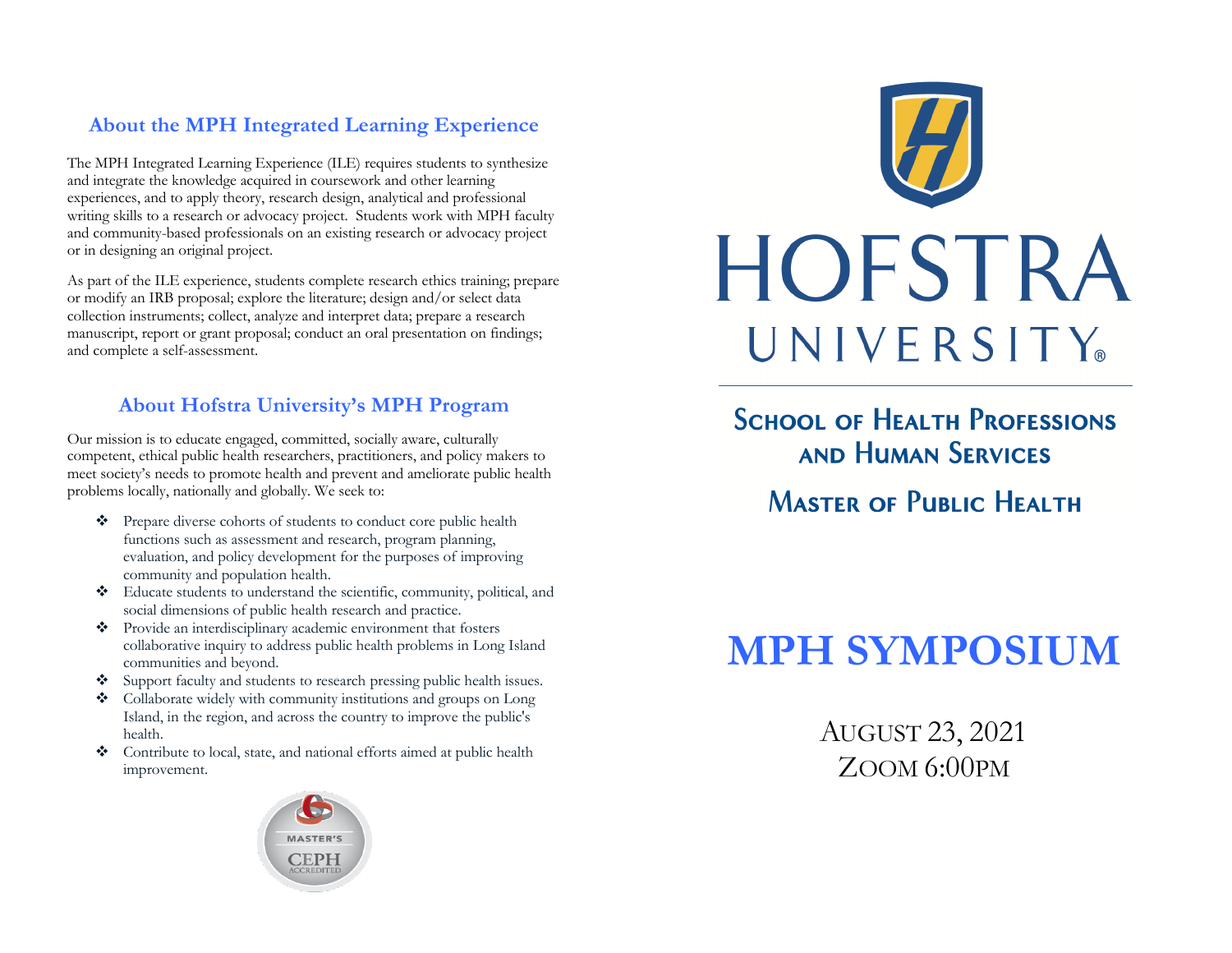## About the MPH Integrated Learning Experience

The MPH Integrated Learning Experience (ILE) requires students to synthesize and integrate the knowledge acquired in coursework and other learning experiences, and to apply theory, research design, analytical and professional writing skills to a research or advocacy project. Students work with MPH faculty and community-based professionals on an existing research or advocacy project or in designing an original project.

As part of the ILE experience, students complete research ethics training; prepare or modify an IRB proposal; explore the literature; design and/or select data collection instruments; collect, analyze and interpret data; prepare a research manuscript, report or grant proposal; conduct an oral presentation on findings; and complete a self-assessment.

## About Hofstra University's MPH Program

Our mission is to educate engaged, committed, socially aware, culturally competent, ethical public health researchers, practitioners, and policy makers to meet society's needs to promote health and prevent and ameliorate public health problems locally, nationally and globally. We seek to:

- Prepare diverse cohorts of students to conduct core public health functions such as assessment and research, program planning, evaluation, and policy development for the purposes of improving community and population health.
- Educate students to understand the scientific, community, political, and social dimensions of public health research and practice.
- Provide an interdisciplinary academic environment that fosters collaborative inquiry to address public health problems in Long Island communities and beyond.
- Support faculty and students to research pressing public health issues.
- Collaborate widely with community institutions and groups on Long Island, in the region, and across the country to improve the public's health.
- Contribute to local, state, and national efforts aimed at public health improvement.

MASTER'S CEPH ACCREDITED

HOFSTRA UNIVERSITY®

## School of Health Professions and Human Services

## Master of Public Health

# MPH SYMPOSIUM

August 23, 2021
Zoom 6:00pm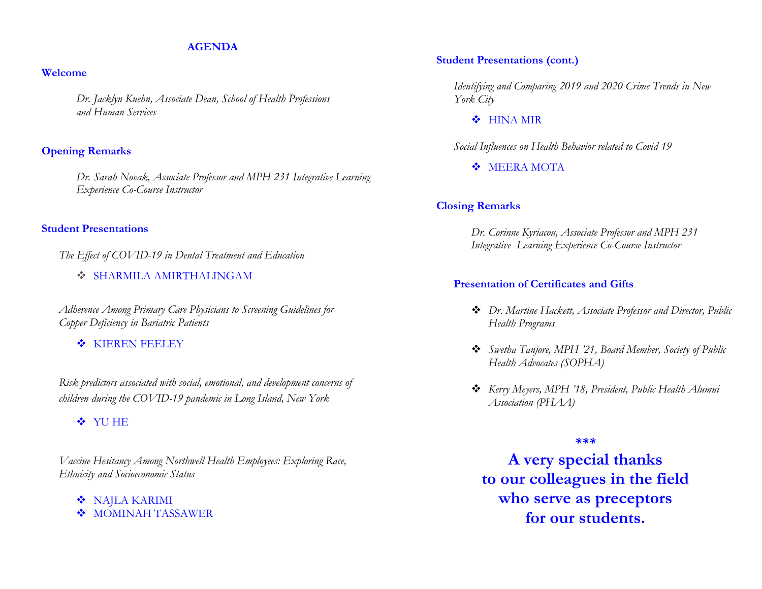## AGENDA

### Welcome

*Dr. Jacklyn Kuehn, Associate Dean, School of Health Professions and Human Services*

### Opening Remarks

*Dr. Sarah Novak, Associate Professor and MPH 231 Integrative Learning Experience Co-Course Instructor*

### Student Presentations

*The Effect of COVID-19 in Dental Treatment and Education*

- SHARMILA AMIRTHALINGAM

*Adherence Among Primary Care Physicians to Screening Guidelines for Copper Deficiency in Bariatric Patients*

- KIEREN FEELEY

*Risk predictors associated with social, emotional, and development concerns of children during the COVID-19 pandemic in Long Island, New York*

- YU HE

*Vaccine Hesitancy Among Northwell Health Employees: Exploring Race, Ethnicity and Socioeconomic Status*

- NAJLA KARIMI
- MOMINAH TASSAWER

### Student Presentations (cont.)

*Identifying and Comparing 2019 and 2020 Crime Trends in New York City*

- HINA MIR

*Social Influences on Health Behavior related to Covid 19*

- MEERA MOTA

### Closing Remarks

*Dr. Corinne Kyriacou, Associate Professor and MPH 231 Integrative Learning Experience Co-Course Instructor*

### Presentation of Certificates and Gifts

- *Dr. Martine Hackett, Associate Professor and Director, Public Health Programs*
- *Swetha Tanjore, MPH '21, Board Member, Society of Public Health Advocates (SOPHA)*
- *Kerry Meyers, MPH '18, President, Public Health Alumni Association (PHAA)*

\*\*\*

**A very special thanks to our colleagues in the field who serve as preceptors for our students.**